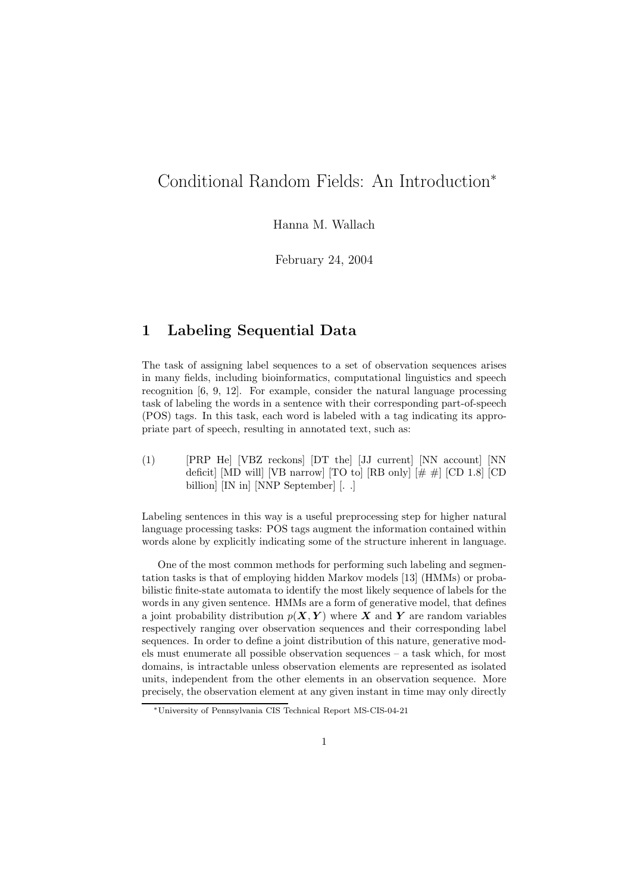# Conditional Random Fields: An Introduction[*]

Hanna M. Wallach

February 24, 2004

## 1 Labeling Sequential Data

The task of assigning label sequences to a set of observation sequences arises in many fields, including bioinformatics, computational linguistics and speech recognition [6, 9, 12]. For example, consider the natural language processing task of labeling the words in a sentence with their corresponding part-of-speech (POS) tags. In this task, each word is labeled with a tag indicating its appropriate part of speech, resulting in annotated text, such as:

(1) [PRP He] [VBZ reckons] [DT the] [JJ current] [NN account] [NN deficit] [MD will] [VB narrow] [TO to] [RB only] [# #] [CD 1.8] [CD billion] [IN in] [NNP September] [. .]

Labeling sentences in this way is a useful preprocessing step for higher natural language processing tasks: POS tags augment the information contained within words alone by explicitly indicating some of the structure inherent in language.

One of the most common methods for performing such labeling and segmentation tasks is that of employing hidden Markov models [13] (HMMs) or probabilistic finite-state automata to identify the most likely sequence of labels for the words in any given sentence. HMMs are a form of generative model, that defines a joint probability distribution $p(\boldsymbol{X}, \boldsymbol{Y})$ where $\boldsymbol{X}$ and $\boldsymbol{Y}$ are random variables respectively ranging over observation sequences and their corresponding label sequences. In order to define a joint distribution of this nature, generative models must enumerate all possible observation sequences – a task which, for most domains, is intractable unless observation elements are represented as isolated units, independent from the other elements in an observation sequence. More precisely, the observation element at any given instant in time may only directly

[*] University of Pennsylvania CIS Technical Report MS-CIS-04-21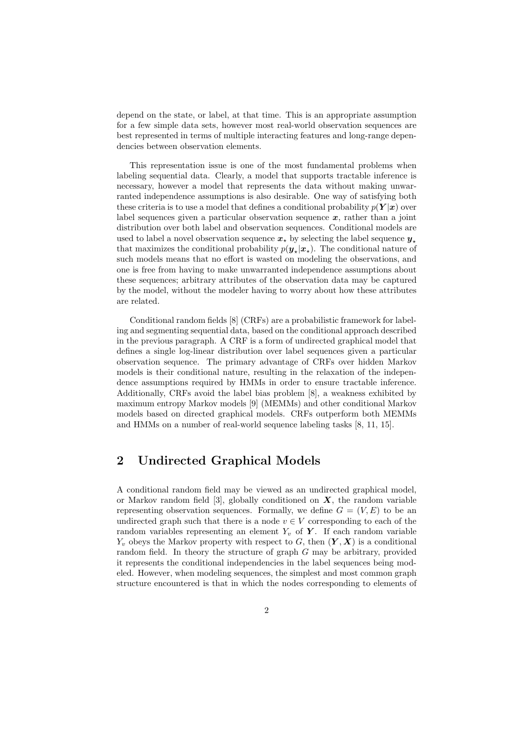depend on the state, or label, at that time. This is an appropriate assumption for a few simple data sets, however most real-world observation sequences are best represented in terms of multiple interacting features and long-range dependencies between observation elements.

This representation issue is one of the most fundamental problems when labeling sequential data. Clearly, a model that supports tractable inference is necessary, however a model that represents the data without making unwarranted independence assumptions is also desirable. One way of satisfying both these criteria is to use a model that defines a conditional probability $p(\boldsymbol{Y}|\boldsymbol{x})$ over label sequences given a particular observation sequence $\boldsymbol{x}$, rather than a joint distribution over both label and observation sequences. Conditional models are used to label a novel observation sequence $\boldsymbol{x}_\star$ by selecting the label sequence $\boldsymbol{y}_\star$ that maximizes the conditional probability $p(\boldsymbol{y}_\star|\boldsymbol{x}_\star)$. The conditional nature of such models means that no effort is wasted on modeling the observations, and one is free from having to make unwarranted independence assumptions about these sequences; arbitrary attributes of the observation data may be captured by the model, without the modeler having to worry about how these attributes are related.

Conditional random fields [8] (CRFs) are a probabilistic framework for labeling and segmenting sequential data, based on the conditional approach described in the previous paragraph. A CRF is a form of undirected graphical model that defines a single log-linear distribution over label sequences given a particular observation sequence. The primary advantage of CRFs over hidden Markov models is their conditional nature, resulting in the relaxation of the independence assumptions required by HMMs in order to ensure tractable inference. Additionally, CRFs avoid the label bias problem [8], a weakness exhibited by maximum entropy Markov models [9] (MEMMs) and other conditional Markov models based on directed graphical models. CRFs outperform both MEMMs and HMMs on a number of real-world sequence labeling tasks [8, 11, 15].

## 2 Undirected Graphical Models

A conditional random field may be viewed as an undirected graphical model, or Markov random field [3], globally conditioned on $\boldsymbol{X}$, the random variable representing observation sequences. Formally, we define $G = (V, E)$ to be an undirected graph such that there is a node $v \in V$ corresponding to each of the random variables representing an element $Y_v$ of $\boldsymbol{Y}$. If each random variable $Y_v$ obeys the Markov property with respect to $G$, then $(\boldsymbol{Y}, \boldsymbol{X})$ is a conditional random field. In theory the structure of graph $G$ may be arbitrary, provided it represents the conditional independencies in the label sequences being modeled. However, when modeling sequences, the simplest and most common graph structure encountered is that in which the nodes corresponding to elements of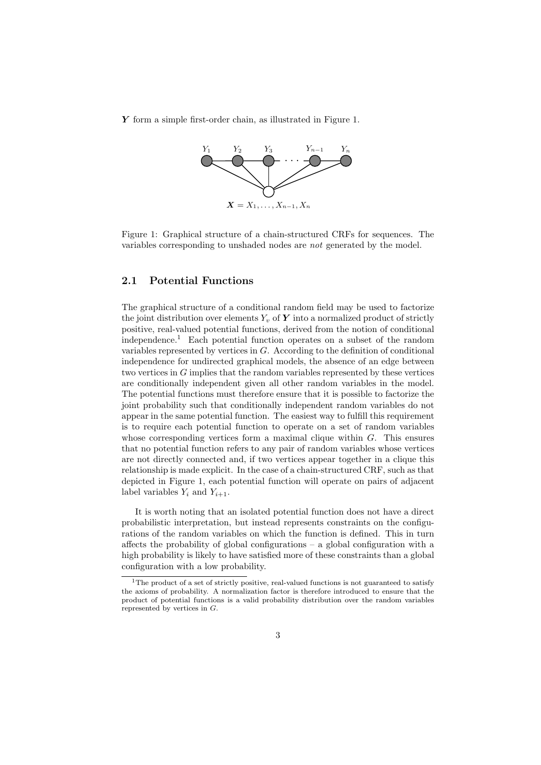$\boldsymbol{Y}$ form a simple first-order chain, as illustrated in Figure 1.

$Y_1$ $Y_2$ $Y_3$ $\cdots$ $Y_{n-1}$ $Y_n$

$\boldsymbol{X} = X_1, \ldots, X_{n-1}, X_n$

Figure 1: Graphical structure of a chain-structured CRFs for sequences. The variables corresponding to unshaded nodes are *not* generated by the model.

## 2.1 Potential Functions

The graphical structure of a conditional random field may be used to factorize the joint distribution over elements $Y_v$ of $\boldsymbol{Y}$ into a normalized product of strictly positive, real-valued potential functions, derived from the notion of conditional independence.[1] Each potential function operates on a subset of the random variables represented by vertices in $G$. According to the definition of conditional independence for undirected graphical models, the absence of an edge between two vertices in $G$ implies that the random variables represented by these vertices are conditionally independent given all other random variables in the model. The potential functions must therefore ensure that it is possible to factorize the joint probability such that conditionally independent random variables do not appear in the same potential function. The easiest way to fulfill this requirement is to require each potential function to operate on a set of random variables whose corresponding vertices form a maximal clique within $G$. This ensures that no potential function refers to any pair of random variables whose vertices are not directly connected and, if two vertices appear together in a clique this relationship is made explicit. In the case of a chain-structured CRF, such as that depicted in Figure 1, each potential function will operate on pairs of adjacent label variables $Y_i$ and $Y_{i+1}$.

It is worth noting that an isolated potential function does not have a direct probabilistic interpretation, but instead represents constraints on the configurations of the random variables on which the function is defined. This in turn affects the probability of global configurations – a global configuration with a high probability is likely to have satisfied more of these constraints than a global configuration with a low probability.

[1] The product of a set of strictly positive, real-valued functions is not guaranteed to satisfy the axioms of probability. A normalization factor is therefore introduced to ensure that the product of potential functions is a valid probability distribution over the random variables represented by vertices in $G$.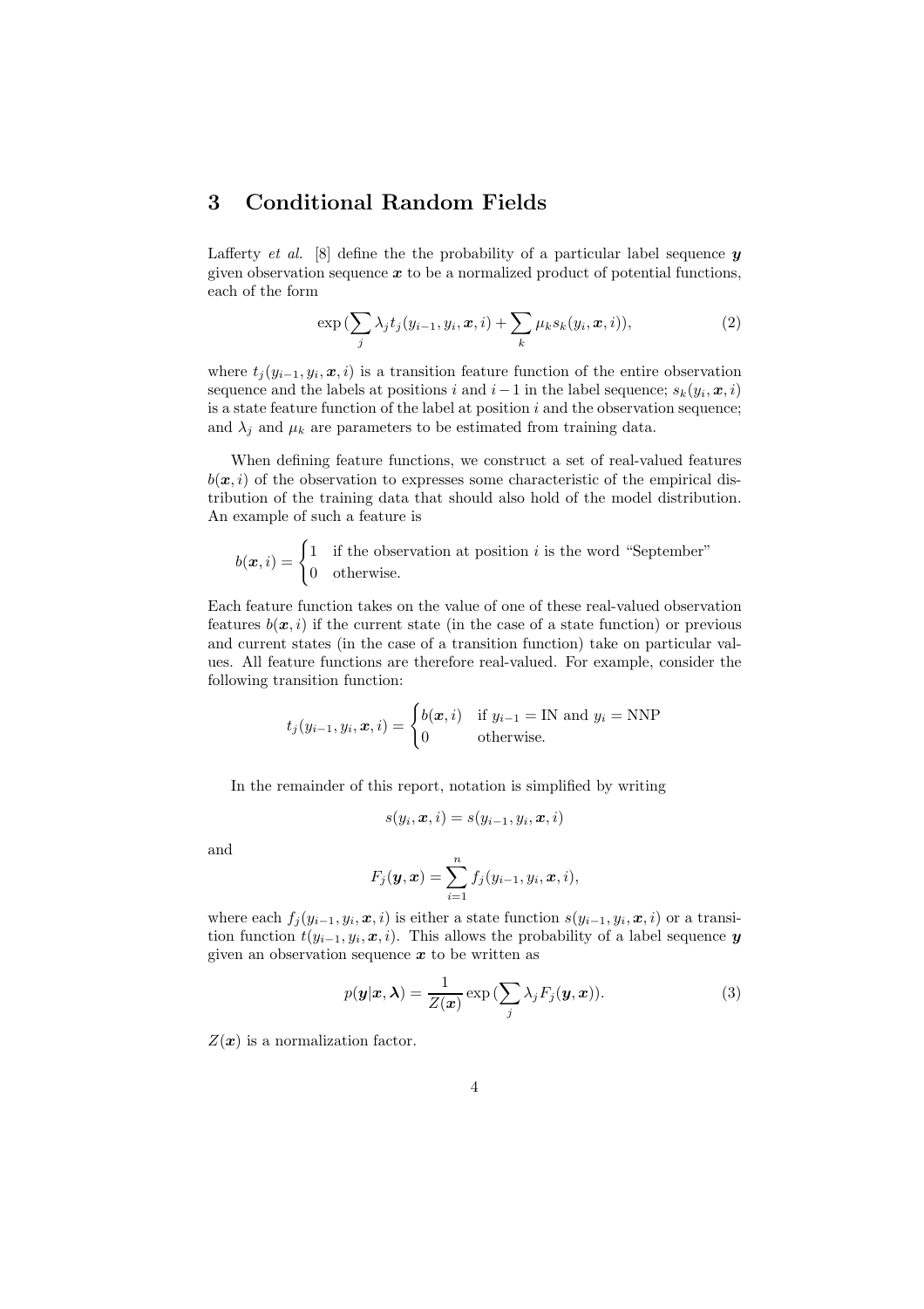## 3 Conditional Random Fields

Lafferty *et al.* [8] define the the probability of a particular label sequence $\boldsymbol{y}$ given observation sequence $\boldsymbol{x}$ to be a normalized product of potential functions, each of the form

$$\exp\left(\sum_j \lambda_j t_j(y_{i-1}, y_i, \boldsymbol{x}, i) + \sum_k \mu_k s_k(y_i, \boldsymbol{x}, i)\right), \tag{2}$$

where $t_j(y_{i-1}, y_i, \boldsymbol{x}, i)$ is a transition feature function of the entire observation sequence and the labels at positions $i$ and $i-1$ in the label sequence; $s_k(y_i, \boldsymbol{x}, i)$ is a state feature function of the label at position $i$ and the observation sequence; and $\lambda_j$ and $\mu_k$ are parameters to be estimated from training data.

When defining feature functions, we construct a set of real-valued features $b(\boldsymbol{x}, i)$ of the observation to expresses some characteristic of the empirical distribution of the training data that should also hold of the model distribution. An example of such a feature is

$$b(\boldsymbol{x}, i) = \begin{cases} 1 & \text{if the observation at position } i \text{ is the word “September”} \\ 0 & \text{otherwise.} \end{cases}$$

Each feature function takes on the value of one of these real-valued observation features $b(\boldsymbol{x}, i)$ if the current state (in the case of a state function) or previous and current states (in the case of a transition function) take on particular values. All feature functions are therefore real-valued. For example, consider the following transition function:

$$t_j(y_{i-1}, y_i, \boldsymbol{x}, i) = \begin{cases} b(\boldsymbol{x}, i) & \text{if } y_{i-1} = \text{IN and } y_i = \text{NNP} \\ 0 & \text{otherwise.} \end{cases}$$

In the remainder of this report, notation is simplified by writing

$$s(y_i, \boldsymbol{x}, i) = s(y_{i-1}, y_i, \boldsymbol{x}, i)$$

and

$$F_j(\boldsymbol{y}, \boldsymbol{x}) = \sum_{i=1}^{n} f_j(y_{i-1}, y_i, \boldsymbol{x}, i),$$

where each $f_j(y_{i-1}, y_i, \boldsymbol{x}, i)$ is either a state function $s(y_{i-1}, y_i, \boldsymbol{x}, i)$ or a transition function $t(y_{i-1}, y_i, \boldsymbol{x}, i)$. This allows the probability of a label sequence $\boldsymbol{y}$ given an observation sequence $\boldsymbol{x}$ to be written as

$$p(\boldsymbol{y}|\boldsymbol{x}, \boldsymbol{\lambda}) = \frac{1}{Z(\boldsymbol{x})} \exp\left(\sum_j \lambda_j F_j(\boldsymbol{y}, \boldsymbol{x})\right). \tag{3}$$

$Z(\boldsymbol{x})$ is a normalization factor.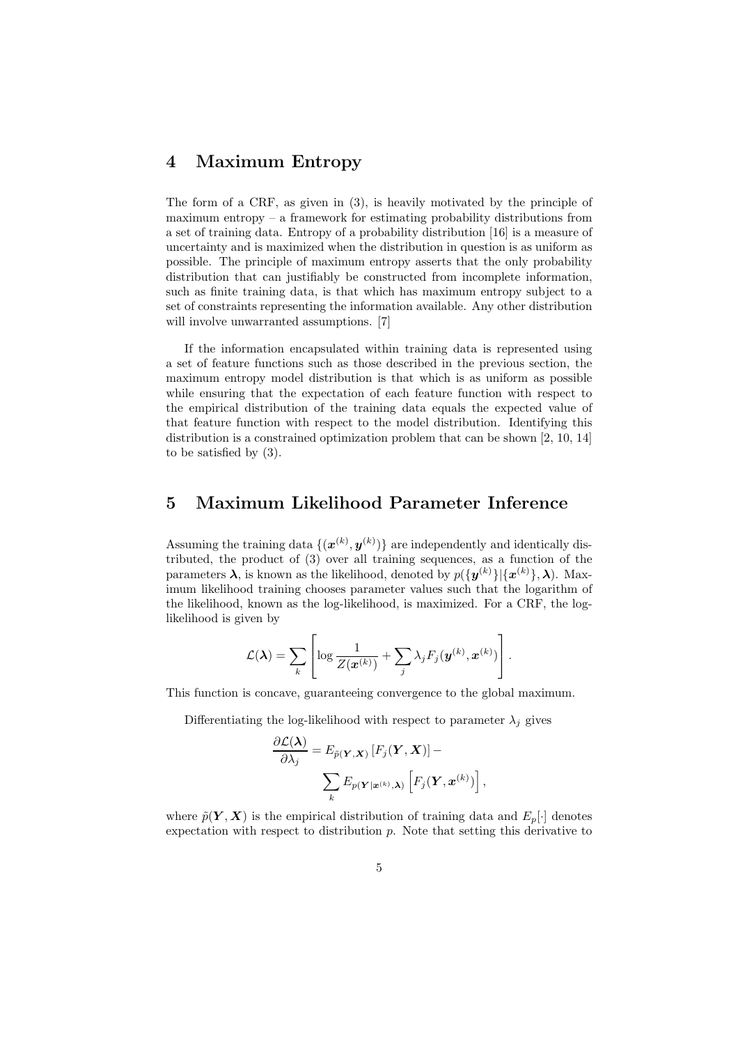## 4 Maximum Entropy

The form of a CRF, as given in (3), is heavily motivated by the principle of maximum entropy – a framework for estimating probability distributions from a set of training data. Entropy of a probability distribution [16] is a measure of uncertainty and is maximized when the distribution in question is as uniform as possible. The principle of maximum entropy asserts that the only probability distribution that can justifiably be constructed from incomplete information, such as finite training data, is that which has maximum entropy subject to a set of constraints representing the information available. Any other distribution will involve unwarranted assumptions. [7]

If the information encapsulated within training data is represented using a set of feature functions such as those described in the previous section, the maximum entropy model distribution is that which is as uniform as possible while ensuring that the expectation of each feature function with respect to the empirical distribution of the training data equals the expected value of that feature function with respect to the model distribution. Identifying this distribution is a constrained optimization problem that can be shown [2, 10, 14] to be satisfied by (3).

## 5 Maximum Likelihood Parameter Inference

Assuming the training data $\{(\boldsymbol{x}^{(k)}, \boldsymbol{y}^{(k)})\}$ are independently and identically distributed, the product of (3) over all training sequences, as a function of the parameters $\boldsymbol{\lambda}$, is known as the likelihood, denoted by $p(\{\boldsymbol{y}^{(k)}\}|\{\boldsymbol{x}^{(k)}\}, \boldsymbol{\lambda})$. Maximum likelihood training chooses parameter values such that the logarithm of the likelihood, known as the log-likelihood, is maximized. For a CRF, the log-likelihood is given by

$$\mathcal{L}(\boldsymbol{\lambda}) = \sum_k \left[ \log \frac{1}{Z(\boldsymbol{x}^{(k)})} + \sum_j \lambda_j F_j(\boldsymbol{y}^{(k)}, \boldsymbol{x}^{(k)}) \right].$$

This function is concave, guaranteeing convergence to the global maximum.

Differentiating the log-likelihood with respect to parameter $\lambda_j$ gives

$$\frac{\partial \mathcal{L}(\boldsymbol{\lambda})}{\partial \lambda_j} = E_{\tilde{p}(\boldsymbol{Y}, \boldsymbol{X})} \left[ F_j(\boldsymbol{Y}, \boldsymbol{X}) \right] - \sum_k E_{p(\boldsymbol{Y}|\boldsymbol{x}^{(k)}, \boldsymbol{\lambda})} \left[ F_j(\boldsymbol{Y}, \boldsymbol{x}^{(k)}) \right],$$

where $\tilde{p}(\boldsymbol{Y}, \boldsymbol{X})$ is the empirical distribution of training data and $E_p[\cdot]$ denotes expectation with respect to distribution $p$. Note that setting this derivative to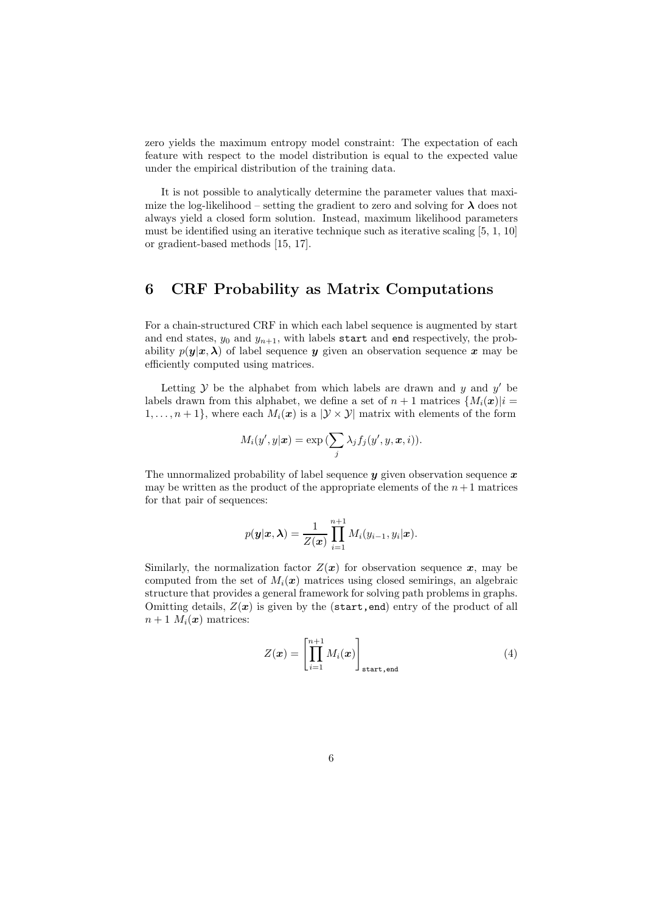zero yields the maximum entropy model constraint: The expectation of each feature with respect to the model distribution is equal to the expected value under the empirical distribution of the training data.

It is not possible to analytically determine the parameter values that maximize the log-likelihood – setting the gradient to zero and solving for $\boldsymbol{\lambda}$ does not always yield a closed form solution. Instead, maximum likelihood parameters must be identified using an iterative technique such as iterative scaling [5, 1, 10] or gradient-based methods [15, 17].

## 6 CRF Probability as Matrix Computations

For a chain-structured CRF in which each label sequence is augmented by start and end states, $y_0$ and $y_{n+1}$, with labels `start` and `end` respectively, the probability $p(\boldsymbol{y}|\boldsymbol{x}, \boldsymbol{\lambda})$ of label sequence $\boldsymbol{y}$ given an observation sequence $\boldsymbol{x}$ may be efficiently computed using matrices.

Letting $\mathcal{Y}$ be the alphabet from which labels are drawn and $y$ and $y'$ be labels drawn from this alphabet, we define a set of $n+1$ matrices $\{M_i(\boldsymbol{x}) | i = 1, \ldots, n+1\}$, where each $M_i(\boldsymbol{x})$ is a $|\mathcal{Y} \times \mathcal{Y}|$ matrix with elements of the form

$$M_i(y', y|\boldsymbol{x}) = \exp\left(\sum_j \lambda_j f_j(y', y, \boldsymbol{x}, i)\right).$$

The unnormalized probability of label sequence $\boldsymbol{y}$ given observation sequence $\boldsymbol{x}$ may be written as the product of the appropriate elements of the $n+1$ matrices for that pair of sequences:

$$p(\boldsymbol{y}|\boldsymbol{x}, \boldsymbol{\lambda}) = \frac{1}{Z(\boldsymbol{x})} \prod_{i=1}^{n+1} M_i(y_{i-1}, y_i|\boldsymbol{x}).$$

Similarly, the normalization factor $Z(\boldsymbol{x})$ for observation sequence $\boldsymbol{x}$, may be computed from the set of $M_i(\boldsymbol{x})$ matrices using closed semirings, an algebraic structure that provides a general framework for solving path problems in graphs. Omitting details, $Z(\boldsymbol{x})$ is given by the (`start,end`) entry of the product of all $n+1$ $M_i(\boldsymbol{x})$ matrices:

$$Z(\boldsymbol{x}) = \left[\prod_{i=1}^{n+1} M_i(\boldsymbol{x})\right]_{\texttt{start,end}} \tag{4}$$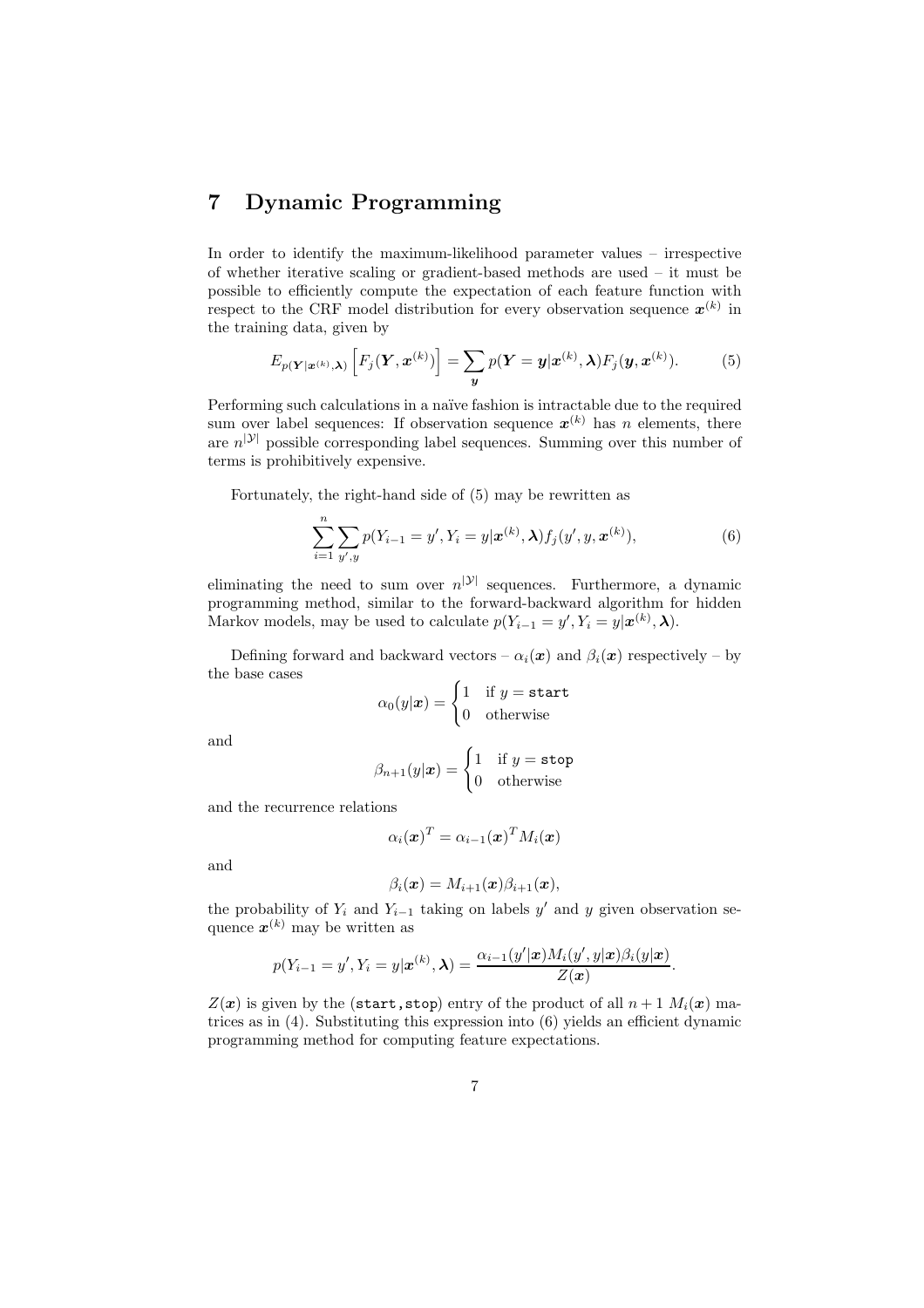# 7 Dynamic Programming

In order to identify the maximum-likelihood parameter values – irrespective of whether iterative scaling or gradient-based methods are used – it must be possible to efficiently compute the expectation of each feature function with respect to the CRF model distribution for every observation sequence $\boldsymbol{x}^{(k)}$ in the training data, given by

$$E_{p(\boldsymbol{Y}|\boldsymbol{x}^{(k)},\boldsymbol{\lambda})}\left[F_j(\boldsymbol{Y}, \boldsymbol{x}^{(k)})\right] = \sum_{\boldsymbol{y}} p(\boldsymbol{Y} = \boldsymbol{y}|\boldsymbol{x}^{(k)}, \boldsymbol{\lambda}) F_j(\boldsymbol{y}, \boldsymbol{x}^{(k)}). \tag{5}$$

Performing such calculations in a naïve fashion is intractable due to the required sum over label sequences: If observation sequence $\boldsymbol{x}^{(k)}$ has $n$ elements, there are $n^{|\mathcal{Y}|}$ possible corresponding label sequences. Summing over this number of terms is prohibitively expensive.

Fortunately, the right-hand side of (5) may be rewritten as

$$\sum_{i=1}^{n} \sum_{y',y} p(Y_{i-1} = y', Y_i = y|\boldsymbol{x}^{(k)}, \boldsymbol{\lambda}) f_j(y', y, \boldsymbol{x}^{(k)}), \tag{6}$$

eliminating the need to sum over $n^{|\mathcal{Y}|}$ sequences. Furthermore, a dynamic programming method, similar to the forward-backward algorithm for hidden Markov models, may be used to calculate $p(Y_{i-1} = y', Y_i = y|\boldsymbol{x}^{(k)}, \boldsymbol{\lambda})$.

Defining forward and backward vectors – $\alpha_i(\boldsymbol{x})$ and $\beta_i(\boldsymbol{x})$ respectively – by the base cases

$$\alpha_0(y|\boldsymbol{x}) = \begin{cases} 1 & \text{if } y = \texttt{start} \\ 0 & \text{otherwise} \end{cases}$$

and

$$\beta_{n+1}(y|\boldsymbol{x}) = \begin{cases} 1 & \text{if } y = \texttt{stop} \\ 0 & \text{otherwise} \end{cases}$$

and the recurrence relations

$$\alpha_i(\boldsymbol{x})^T = \alpha_{i-1}(\boldsymbol{x})^T M_i(\boldsymbol{x})$$

and

$$\beta_i(\boldsymbol{x}) = M_{i+1}(\boldsymbol{x}) \beta_{i+1}(\boldsymbol{x}),$$

the probability of $Y_i$ and $Y_{i-1}$ taking on labels $y'$ and $y$ given observation sequence $\boldsymbol{x}^{(k)}$ may be written as

$$p(Y_{i-1} = y', Y_i = y|\boldsymbol{x}^{(k)}, \boldsymbol{\lambda}) = \frac{\alpha_{i-1}(y'|\boldsymbol{x}) M_i(y', y|\boldsymbol{x}) \beta_i(y|\boldsymbol{x})}{Z(\boldsymbol{x})}.$$

$Z(\boldsymbol{x})$ is given by the (`start`,`stop`) entry of the product of all $n+1$ $M_i(\boldsymbol{x})$ matrices as in (4). Substituting this expression into (6) yields an efficient dynamic programming method for computing feature expectations.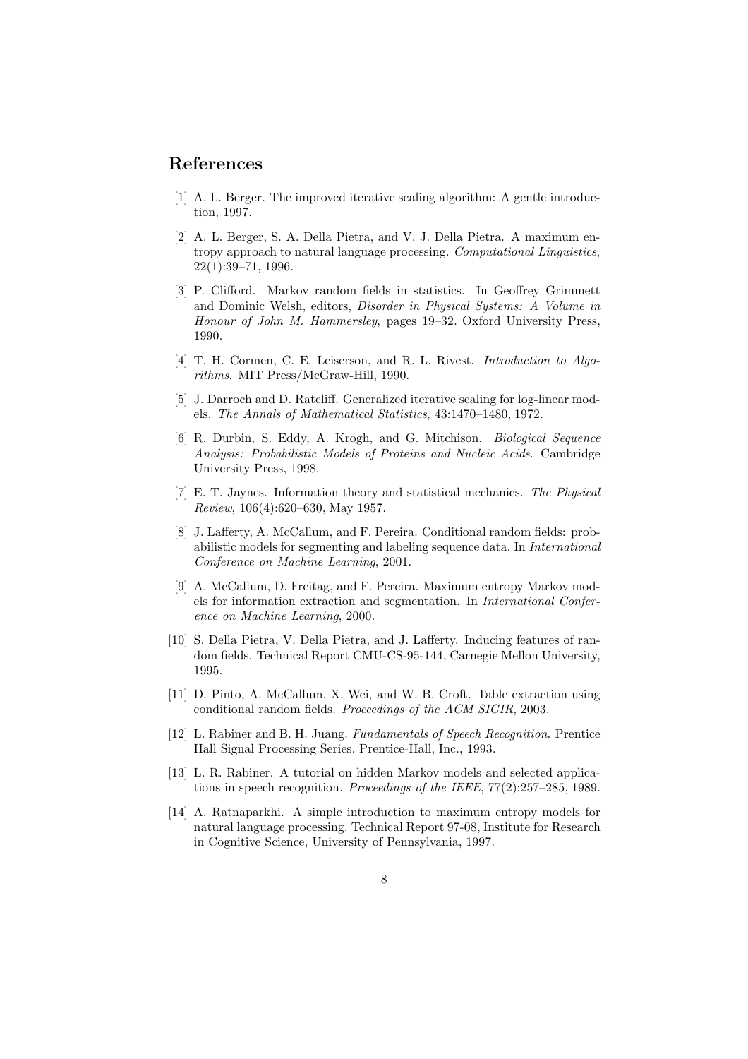# References

[1] A. L. Berger. The improved iterative scaling algorithm: A gentle introduction, 1997.

[2] A. L. Berger, S. A. Della Pietra, and V. J. Della Pietra. A maximum entropy approach to natural language processing. *Computational Linguistics*, 22(1):39–71, 1996.

[3] P. Clifford. Markov random fields in statistics. In Geoffrey Grimmett and Dominic Welsh, editors, *Disorder in Physical Systems: A Volume in Honour of John M. Hammersley*, pages 19–32. Oxford University Press, 1990.

[4] T. H. Cormen, C. E. Leiserson, and R. L. Rivest. *Introduction to Algorithms*. MIT Press/McGraw-Hill, 1990.

[5] J. Darroch and D. Ratcliff. Generalized iterative scaling for log-linear models. *The Annals of Mathematical Statistics*, 43:1470–1480, 1972.

[6] R. Durbin, S. Eddy, A. Krogh, and G. Mitchison. *Biological Sequence Analysis: Probabilistic Models of Proteins and Nucleic Acids*. Cambridge University Press, 1998.

[7] E. T. Jaynes. Information theory and statistical mechanics. *The Physical Review*, 106(4):620–630, May 1957.

[8] J. Lafferty, A. McCallum, and F. Pereira. Conditional random fields: probabilistic models for segmenting and labeling sequence data. In *International Conference on Machine Learning*, 2001.

[9] A. McCallum, D. Freitag, and F. Pereira. Maximum entropy Markov models for information extraction and segmentation. In *International Conference on Machine Learning*, 2000.

[10] S. Della Pietra, V. Della Pietra, and J. Lafferty. Inducing features of random fields. Technical Report CMU-CS-95-144, Carnegie Mellon University, 1995.

[11] D. Pinto, A. McCallum, X. Wei, and W. B. Croft. Table extraction using conditional random fields. *Proceedings of the ACM SIGIR*, 2003.

[12] L. Rabiner and B. H. Juang. *Fundamentals of Speech Recognition*. Prentice Hall Signal Processing Series. Prentice-Hall, Inc., 1993.

[13] L. R. Rabiner. A tutorial on hidden Markov models and selected applications in speech recognition. *Proceedings of the IEEE*, 77(2):257–285, 1989.

[14] A. Ratnaparkhi. A simple introduction to maximum entropy models for natural language processing. Technical Report 97-08, Institute for Research in Cognitive Science, University of Pennsylvania, 1997.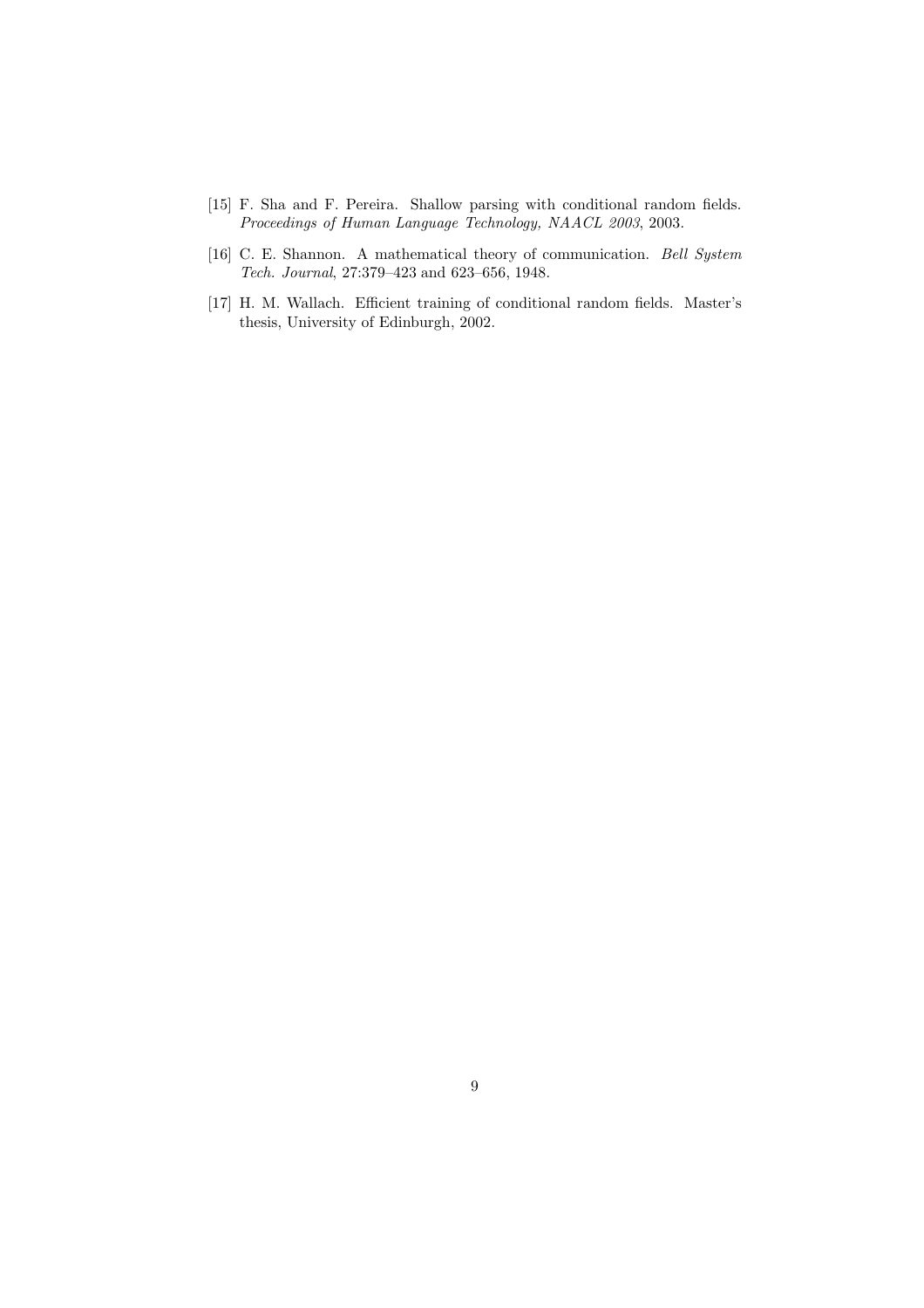[15] F. Sha and F. Pereira. Shallow parsing with conditional random fields. *Proceedings of Human Language Technology, NAACL 2003*, 2003.

[16] C. E. Shannon. A mathematical theory of communication. *Bell System Tech. Journal*, 27:379–423 and 623–656, 1948.

[17] H. M. Wallach. Efficient training of conditional random fields. Master's thesis, University of Edinburgh, 2002.